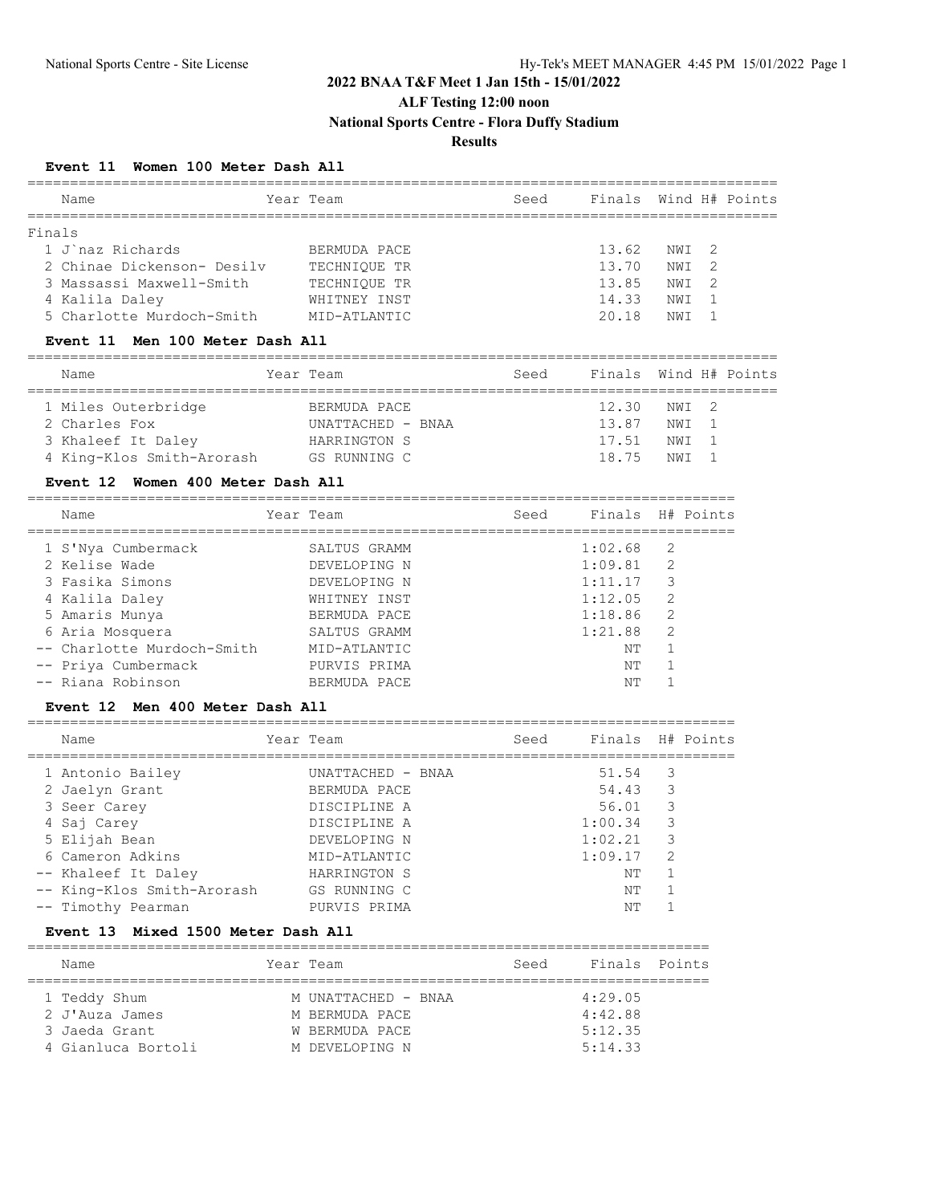# 2022 BNAA T&F Meet 1 Jan 15th - 15/01/2022

## ALF Testing 12:00 noon

## National Sports Centre - Flora Duffy Stadium

## Results

### Event 11 Women 100 Meter Dash All

Finals

| | Name | Year | Team | Seed | Finals | Wind | H# | Points |
|---|---|---|---|---|---|---|---|---|
| 1 | J`naz Richards | | BERMUDA PACE | | 13.62 | NWI | 2 | |
| 2 | Chinae Dickenson- Desilv | | TECHNIQUE TR | | 13.70 | NWI | 2 | |
| 3 | Massassi Maxwell-Smith | | TECHNIQUE TR | | 13.85 | NWI | 2 | |
| 4 | Kalila Daley | | WHITNEY INST | | 14.33 | NWI | 1 | |
| 5 | Charlotte Murdoch-Smith | | MID-ATLANTIC | | 20.18 | NWI | 1 | |

### Event 11 Men 100 Meter Dash All

| | Name | Year | Team | Seed | Finals | Wind | H# | Points |
|---|---|---|---|---|---|---|---|---|
| 1 | Miles Outerbridge | | BERMUDA PACE | | 12.30 | NWI | 2 | |
| 2 | Charles Fox | | UNATTACHED - BNAA | | 13.87 | NWI | 1 | |
| 3 | Khaleef It Daley | | HARRINGTON S | | 17.51 | NWI | 1 | |
| 4 | King-Klos Smith-Arorash | | GS RUNNING C | | 18.75 | NWI | 1 | |

### Event 12 Women 400 Meter Dash All

| | Name | Year | Team | Seed | Finals | H# | Points |
|---|---|---|---|---|---|---|---|
| 1 | S'Nya Cumbermack | | SALTUS GRAMM | | 1:02.68 | 2 | |
| 2 | Kelise Wade | | DEVELOPING N | | 1:09.81 | 2 | |
| 3 | Fasika Simons | | DEVELOPING N | | 1:11.17 | 3 | |
| 4 | Kalila Daley | | WHITNEY INST | | 1:12.05 | 2 | |
| 5 | Amaris Munya | | BERMUDA PACE | | 1:18.86 | 2 | |
| 6 | Aria Mosquera | | SALTUS GRAMM | | 1:21.88 | 2 | |
| -- | Charlotte Murdoch-Smith | | MID-ATLANTIC | | NT | 1 | |
| -- | Priya Cumbermack | | PURVIS PRIMA | | NT | 1 | |
| -- | Riana Robinson | | BERMUDA PACE | | NT | 1 | |

### Event 12 Men 400 Meter Dash All

| | Name | Year | Team | Seed | Finals | H# | Points |
|---|---|---|---|---|---|---|---|
| 1 | Antonio Bailey | | UNATTACHED - BNAA | | 51.54 | 3 | |
| 2 | Jaelyn Grant | | BERMUDA PACE | | 54.43 | 3 | |
| 3 | Seer Carey | | DISCIPLINE A | | 56.01 | 3 | |
| 4 | Saj Carey | | DISCIPLINE A | | 1:00.34 | 3 | |
| 5 | Elijah Bean | | DEVELOPING N | | 1:02.21 | 3 | |
| 6 | Cameron Adkins | | MID-ATLANTIC | | 1:09.17 | 2 | |
| -- | Khaleef It Daley | | HARRINGTON S | | NT | 1 | |
| -- | King-Klos Smith-Arorash | | GS RUNNING C | | NT | 1 | |
| -- | Timothy Pearman | | PURVIS PRIMA | | NT | 1 | |

### Event 13 Mixed 1500 Meter Dash All

| | Name | Year | Team | Seed | Finals | Points |
|---|---|---|---|---|---|---|
| 1 | Teddy Shum | M | UNATTACHED - BNAA | | 4:29.05 | |
| 2 | J'Auza James | M | BERMUDA PACE | | 4:42.88 | |
| 3 | Jaeda Grant | W | BERMUDA PACE | | 5:12.35 | |
| 4 | Gianluca Bortoli | M | DEVELOPING N | | 5:14.33 | |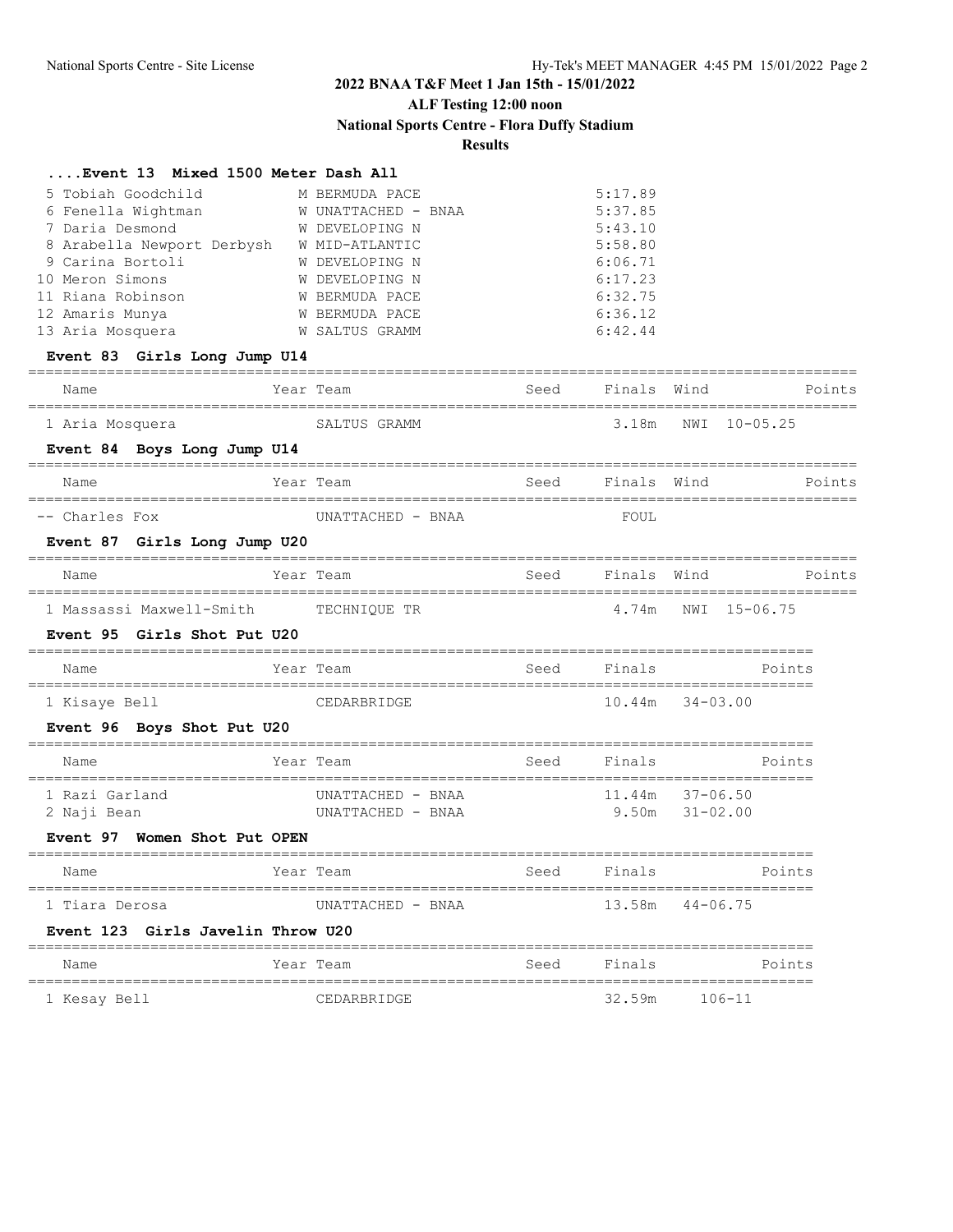## 2022 BNAA T&F Meet 1 Jan 15th - 15/01/2022
### ALF Testing 12:00 noon
### National Sports Centre - Flora Duffy Stadium
### Results

#### ....Event 13 Mixed 1500 Meter Dash All

| | | | |
|---|---|---|---|
| 5 | Tobiah Goodchild | M BERMUDA PACE | 5:17.89 |
| 6 | Fenella Wightman | W UNATTACHED - BNAA | 5:37.85 |
| 7 | Daria Desmond | W DEVELOPING N | 5:43.10 |
| 8 | Arabella Newport Derbysh | W MID-ATLANTIC | 5:58.80 |
| 9 | Carina Bortoli | W DEVELOPING N | 6:06.71 |
| 10 | Meron Simons | W DEVELOPING N | 6:17.23 |
| 11 | Riana Robinson | W BERMUDA PACE | 6:32.75 |
| 12 | Amaris Munya | W BERMUDA PACE | 6:36.12 |
| 13 | Aria Mosquera | W SALTUS GRAMM | 6:42.44 |

#### Event 83 Girls Long Jump U14

| Name | Year | Team | Seed | Finals | Wind | | Points |
|---|---|---|---|---|---|---|---|
| 1 Aria Mosquera | | SALTUS GRAMM | | 3.18m | NWI | 10-05.25 | |

#### Event 84 Boys Long Jump U14

| Name | Year | Team | Seed | Finals | Wind | Points |
|---|---|---|---|---|---|---|
| -- Charles Fox | | UNATTACHED - BNAA | | FOUL | | |

#### Event 87 Girls Long Jump U20

| Name | Year | Team | Seed | Finals | Wind | | Points |
|---|---|---|---|---|---|---|---|
| 1 Massassi Maxwell-Smith | | TECHNIQUE TR | | 4.74m | NWI | 15-06.75 | |

#### Event 95 Girls Shot Put U20

| Name | Year | Team | Seed | Finals | | Points |
|---|---|---|---|---|---|---|
| 1 Kisaye Bell | | CEDARBRIDGE | | 10.44m | 34-03.00 | |

#### Event 96 Boys Shot Put U20

| Name | Year | Team | Seed | Finals | | Points |
|---|---|---|---|---|---|---|
| 1 Razi Garland | | UNATTACHED - BNAA | | 11.44m | 37-06.50 | |
| 2 Naji Bean | | UNATTACHED - BNAA | | 9.50m | 31-02.00 | |

#### Event 97 Women Shot Put OPEN

| Name | Year | Team | Seed | Finals | | Points |
|---|---|---|---|---|---|---|
| 1 Tiara Derosa | | UNATTACHED - BNAA | | 13.58m | 44-06.75 | |

#### Event 123 Girls Javelin Throw U20

| Name | Year | Team | Seed | Finals | | Points |
|---|---|---|---|---|---|---|
| 1 Kesay Bell | | CEDARBRIDGE | | 32.59m | 106-11 | |